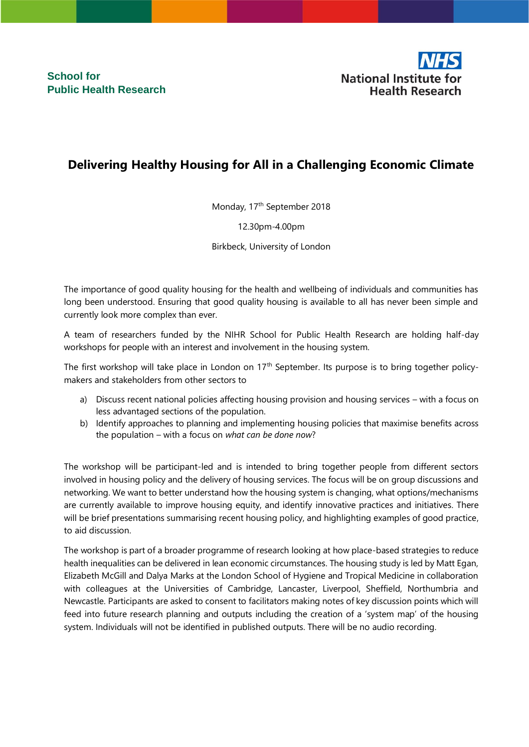School for
Public Health Research

NHS
National Institute for
Health Research

# Delivering Healthy Housing for All in a Challenging Economic Climate

Monday, 17th September 2018

12.30pm-4.00pm

Birkbeck, University of London

The importance of good quality housing for the health and wellbeing of individuals and communities has long been understood. Ensuring that good quality housing is available to all has never been simple and currently look more complex than ever.

A team of researchers funded by the NIHR School for Public Health Research are holding half-day workshops for people with an interest and involvement in the housing system.

The first workshop will take place in London on 17th September. Its purpose is to bring together policy-makers and stakeholders from other sectors to

a) Discuss recent national policies affecting housing provision and housing services – with a focus on less advantaged sections of the population.
b) Identify approaches to planning and implementing housing policies that maximise benefits across the population – with a focus on *what can be done now*?

The workshop will be participant-led and is intended to bring together people from different sectors involved in housing policy and the delivery of housing services. The focus will be on group discussions and networking. We want to better understand how the housing system is changing, what options/mechanisms are currently available to improve housing equity, and identify innovative practices and initiatives. There will be brief presentations summarising recent housing policy, and highlighting examples of good practice, to aid discussion.

The workshop is part of a broader programme of research looking at how place-based strategies to reduce health inequalities can be delivered in lean economic circumstances. The housing study is led by Matt Egan, Elizabeth McGill and Dalya Marks at the London School of Hygiene and Tropical Medicine in collaboration with colleagues at the Universities of Cambridge, Lancaster, Liverpool, Sheffield, Northumbria and Newcastle. Participants are asked to consent to facilitators making notes of key discussion points which will feed into future research planning and outputs including the creation of a 'system map' of the housing system. Individuals will not be identified in published outputs. There will be no audio recording.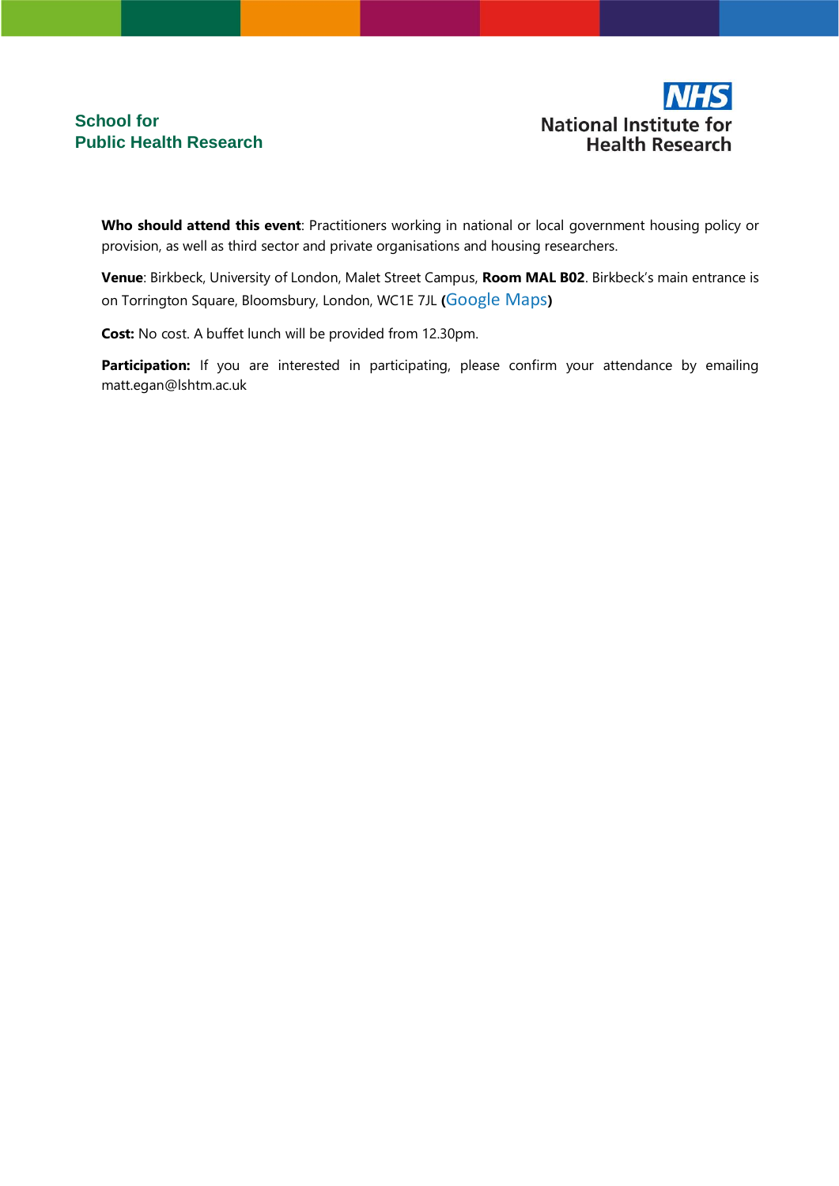School for
Public Health Research

NHS
National Institute for
Health Research

**Who should attend this event**: Practitioners working in national or local government housing policy or provision, as well as third sector and private organisations and housing researchers.

**Venue**: Birkbeck, University of London, Malet Street Campus, **Room MAL B02**. Birkbeck's main entrance is on Torrington Square, Bloomsbury, London, WC1E 7JL **(**Google Maps**)**

**Cost:** No cost. A buffet lunch will be provided from 12.30pm.

**Participation:** If you are interested in participating, please confirm your attendance by emailing matt.egan@lshtm.ac.uk